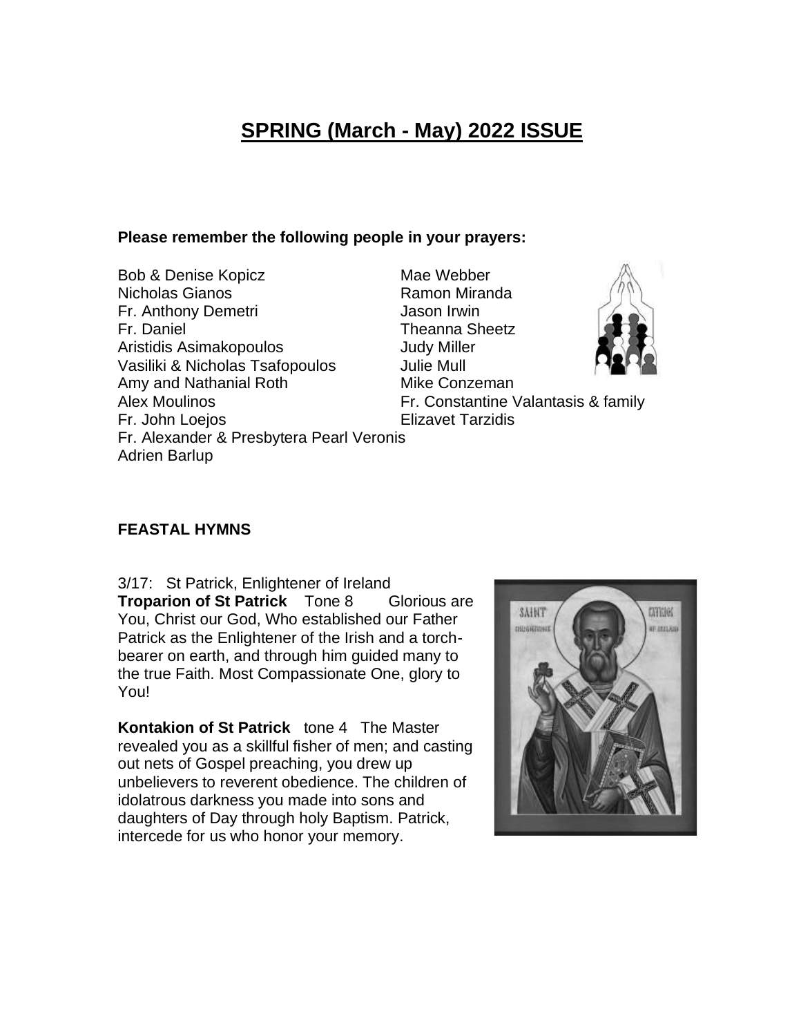# SPRING (March - May) 2022 ISSUE

**Please remember the following people in your prayers:**

Bob & Denise Kopicz
Nicholas Gianos
Fr. Anthony Demetri
Fr. Daniel
Aristidis Asimakopoulos
Vasiliki & Nicholas Tsafopoulos
Amy and Nathanial Roth
Alex Moulinos
Fr. John Loejos
Fr. Alexander & Presbytera Pearl Veronis
Adrien Barlup
Mae Webber
Ramon Miranda
Jason Irwin
Theanna Sheetz
Judy Miller
Julie Mull
Mike Conzeman
Fr. Constantine Valantasis & family
Elizavet Tarzidis

## FEASTAL HYMNS

3/17: St Patrick, Enlightener of Ireland

**Troparion of St Patrick** Tone 8 Glorious are You, Christ our God, Who established our Father Patrick as the Enlightener of the Irish and a torch-bearer on earth, and through him guided many to the true Faith. Most Compassionate One, glory to You!

**Kontakion of St Patrick** tone 4 The Master revealed you as a skillful fisher of men; and casting out nets of Gospel preaching, you drew up unbelievers to reverent obedience. The children of idolatrous darkness you made into sons and daughters of Day through holy Baptism. Patrick, intercede for us who honor your memory.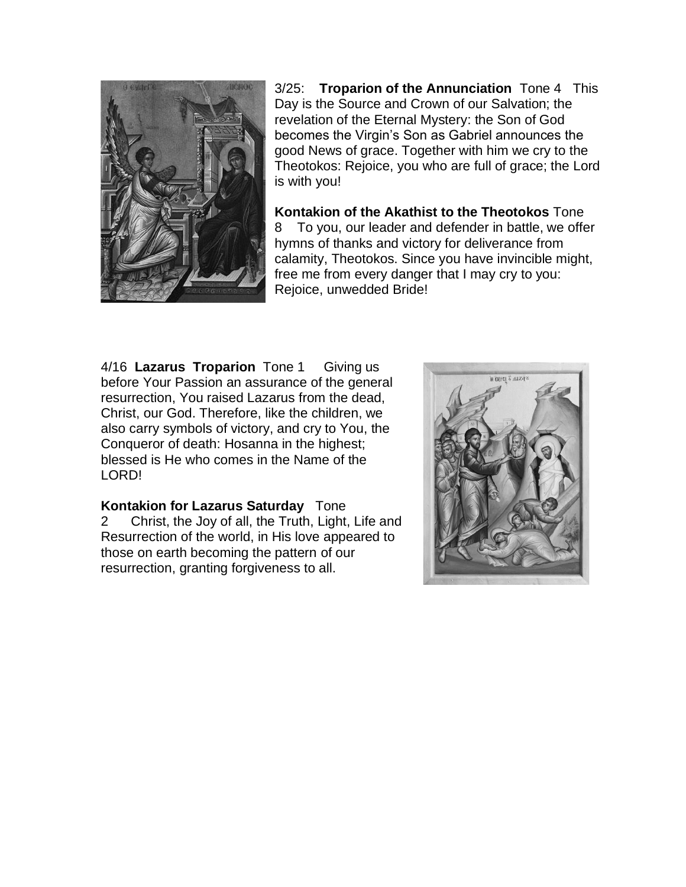3/25: **Troparion of the Annunciation** Tone 4 This Day is the Source and Crown of our Salvation; the revelation of the Eternal Mystery: the Son of God becomes the Virgin's Son as Gabriel announces the good News of grace. Together with him we cry to the Theotokos: Rejoice, you who are full of grace; the Lord is with you!

**Kontakion of the Akathist to the Theotokos** Tone 8 To you, our leader and defender in battle, we offer hymns of thanks and victory for deliverance from calamity, Theotokos. Since you have invincible might, free me from every danger that I may cry to you: Rejoice, unwedded Bride!

4/16 **Lazarus Troparion** Tone 1 Giving us before Your Passion an assurance of the general resurrection, You raised Lazarus from the dead, Christ, our God. Therefore, like the children, we also carry symbols of victory, and cry to You, the Conqueror of death: Hosanna in the highest; blessed is He who comes in the Name of the LORD!

**Kontakion for Lazarus Saturday** Tone 2 Christ, the Joy of all, the Truth, Light, Life and Resurrection of the world, in His love appeared to those on earth becoming the pattern of our resurrection, granting forgiveness to all.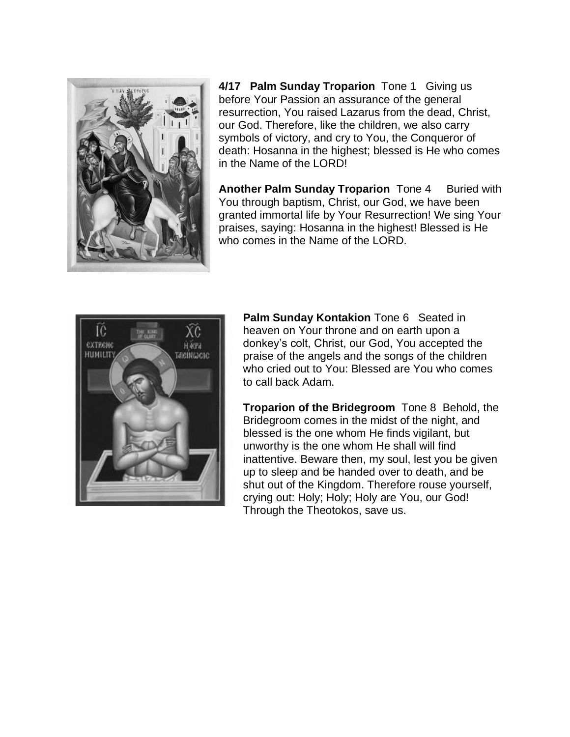**4/17 Palm Sunday Troparion** Tone 1 Giving us before Your Passion an assurance of the general resurrection, You raised Lazarus from the dead, Christ, our God. Therefore, like the children, we also carry symbols of victory, and cry to You, the Conqueror of death: Hosanna in the highest; blessed is He who comes in the Name of the LORD!

**Another Palm Sunday Troparion** Tone 4 Buried with You through baptism, Christ, our God, we have been granted immortal life by Your Resurrection! We sing Your praises, saying: Hosanna in the highest! Blessed is He who comes in the Name of the LORD.

**Palm Sunday Kontakion** Tone 6 Seated in heaven on Your throne and on earth upon a donkey's colt, Christ, our God, You accepted the praise of the angels and the songs of the children who cried out to You: Blessed are You who comes to call back Adam.

**Troparion of the Bridegroom** Tone 8 Behold, the Bridegroom comes in the midst of the night, and blessed is the one whom He finds vigilant, but unworthy is the one whom He shall will find inattentive. Beware then, my soul, lest you be given up to sleep and be handed over to death, and be shut out of the Kingdom. Therefore rouse yourself, crying out: Holy; Holy; Holy are You, our God! Through the Theotokos, save us.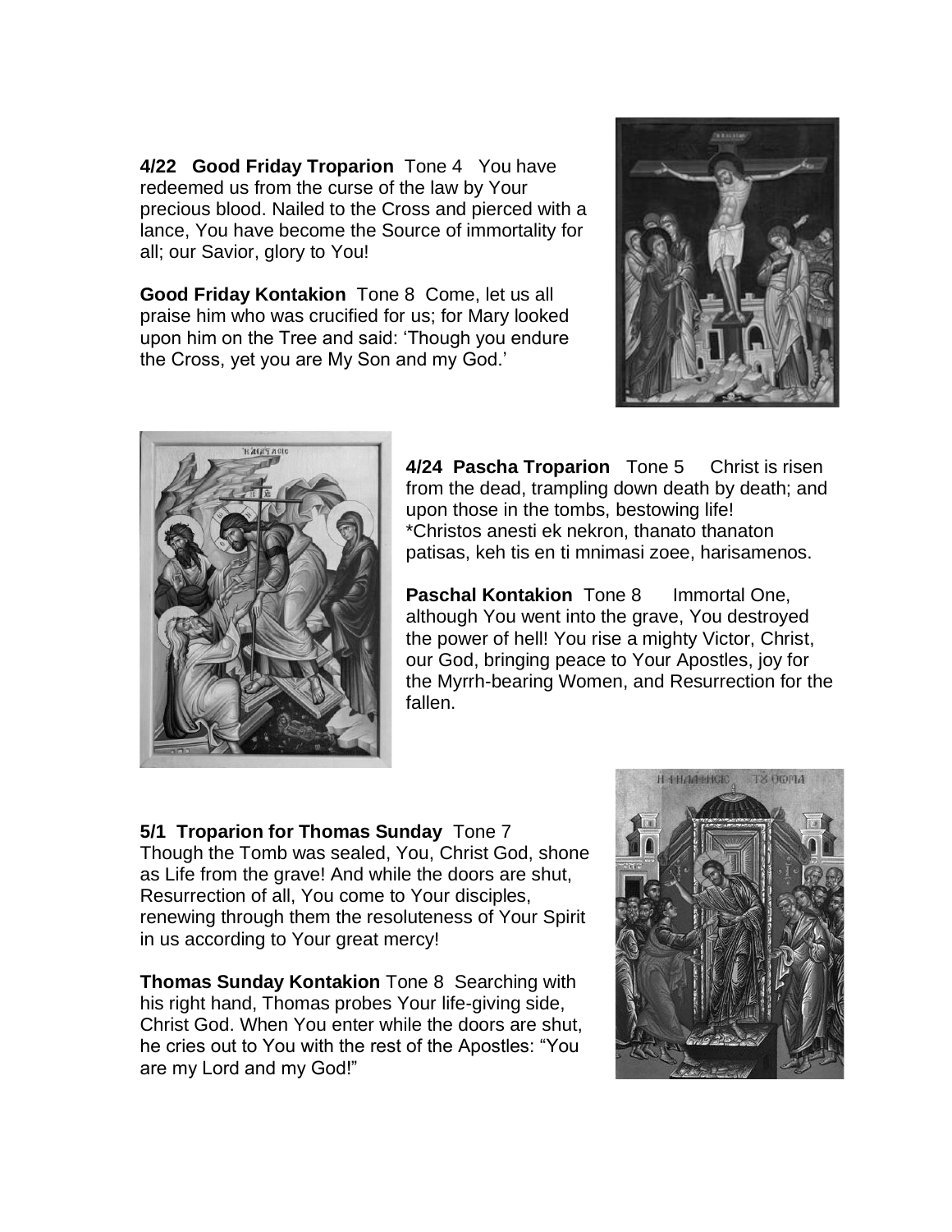**4/22 Good Friday Troparion** Tone 4 You have redeemed us from the curse of the law by Your precious blood. Nailed to the Cross and pierced with a lance, You have become the Source of immortality for all; our Savior, glory to You!

**Good Friday Kontakion** Tone 8 Come, let us all praise him who was crucified for us; for Mary looked upon him on the Tree and said: 'Though you endure the Cross, yet you are My Son and my God.'

**4/24 Pascha Troparion** Tone 5 Christ is risen from the dead, trampling down death by death; and upon those in the tombs, bestowing life!
*Christos anesti ek nekron, thanato thanaton patisas, keh tis en ti mnimasi zoee, harisamenos.

**Paschal Kontakion** Tone 8 Immortal One, although You went into the grave, You destroyed the power of hell! You rise a mighty Victor, Christ, our God, bringing peace to Your Apostles, joy for the Myrrh-bearing Women, and Resurrection for the fallen.

**5/1 Troparion for Thomas Sunday** Tone 7
Though the Tomb was sealed, You, Christ God, shone as Life from the grave! And while the doors are shut, Resurrection of all, You come to Your disciples, renewing through them the resoluteness of Your Spirit in us according to Your great mercy!

**Thomas Sunday Kontakion** Tone 8 Searching with his right hand, Thomas probes Your life-giving side, Christ God. When You enter while the doors are shut, he cries out to You with the rest of the Apostles: "You are my Lord and my God!"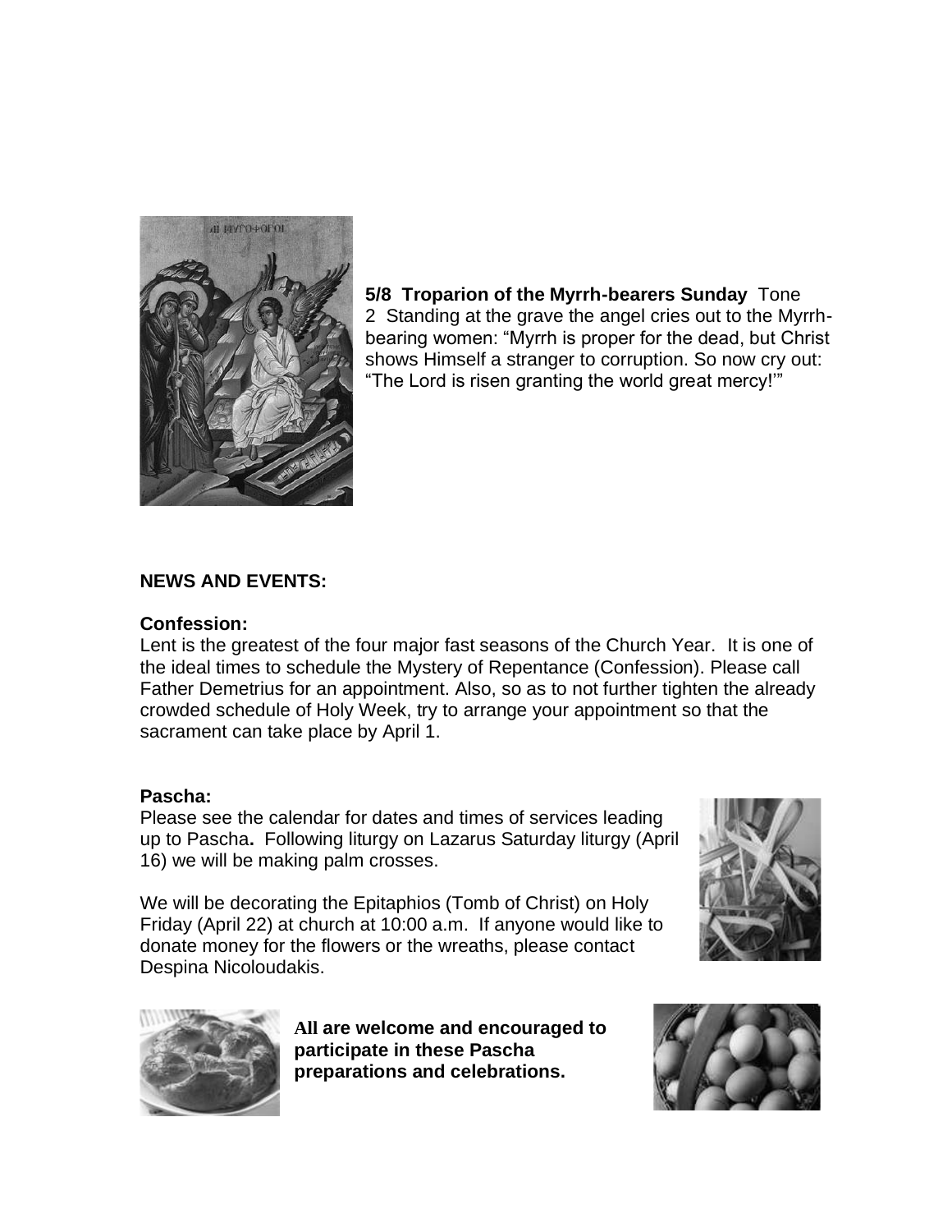**5/8 Troparion of the Myrrh-bearers Sunday** Tone 2 Standing at the grave the angel cries out to the Myrrh-bearing women: “Myrrh is proper for the dead, but Christ shows Himself a stranger to corruption. So now cry out: “The Lord is risen granting the world great mercy!’”

**NEWS AND EVENTS:**

**Confession:**

Lent is the greatest of the four major fast seasons of the Church Year. It is one of the ideal times to schedule the Mystery of Repentance (Confession). Please call Father Demetrius for an appointment. Also, so as to not further tighten the already crowded schedule of Holy Week, try to arrange your appointment so that the sacrament can take place by April 1.

**Pascha:**

Please see the calendar for dates and times of services leading up to Pascha**.** Following liturgy on Lazarus Saturday liturgy (April 16) we will be making palm crosses.

We will be decorating the Epitaphios (Tomb of Christ) on Holy Friday (April 22) at church at 10:00 a.m. If anyone would like to donate money for the flowers or the wreaths, please contact Despina Nicoloudakis.

**All are welcome and encouraged to participate in these Pascha preparations and celebrations.**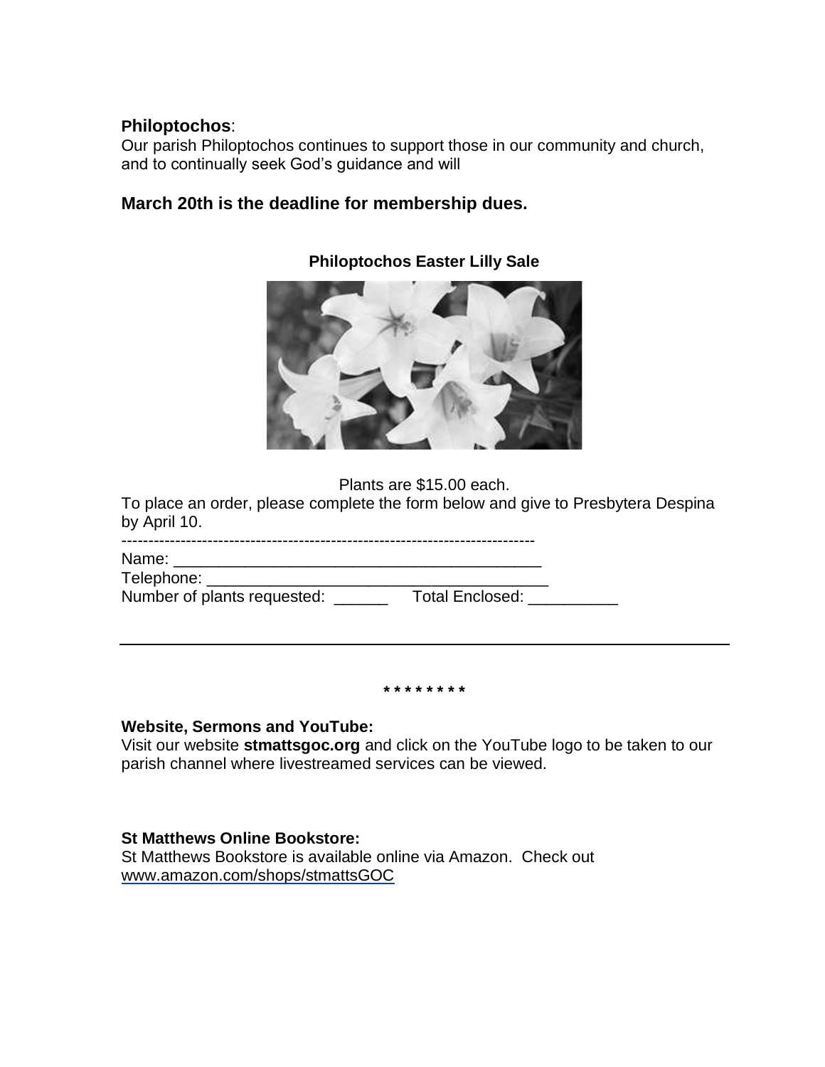**Philoptochos**:

Our parish Philoptochos continues to support those in our community and church, and to continually seek God's guidance and will

### March 20th is the deadline for membership dues.

**Philoptochos Easter Lilly Sale**

Plants are $15.00 each.

To place an order, please complete the form below and give to Presbytera Despina by April 10.

------------------------------------------------------------------------

Name: ___________________________________________

Telephone: ________________________________________

Number of plants requested: ______ Total Enclosed: __________

---

\* \* \* \* \* \* \* \* \*

**Website, Sermons and YouTube:**

Visit our website **stmattsgoc.org** and click on the YouTube logo to be taken to our parish channel where livestreamed services can be viewed.

**St Matthews Online Bookstore:**

St Matthews Bookstore is available online via Amazon. Check out www.amazon.com/shops/stmattsGOC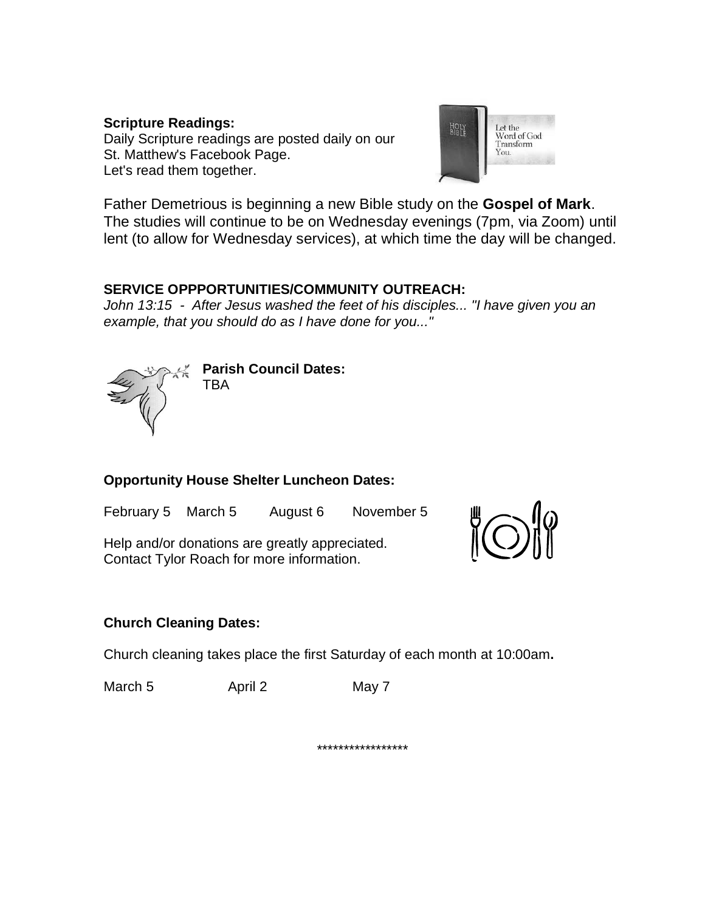**Scripture Readings:**
Daily Scripture readings are posted daily on our St. Matthew's Facebook Page.
Let's read them together.

Father Demetrious is beginning a new Bible study on the **Gospel of Mark**. The studies will continue to be on Wednesday evenings (7pm, via Zoom) until lent (to allow for Wednesday services), at which time the day will be changed.

**SERVICE OPPPORTUNITIES/COMMUNITY OUTREACH:**
*John 13:15 - After Jesus washed the feet of his disciples... "I have given you an example, that you should do as I have done for you..."*

**Parish Council Dates:**
TBA

**Opportunity House Shelter Luncheon Dates:**

February 5 March 5 August 6 November 5

Help and/or donations are greatly appreciated.
Contact Tylor Roach for more information.

**Church Cleaning Dates:**

Church cleaning takes place the first Saturday of each month at 10:00am**.**

March 5 April 2 May 7

*****************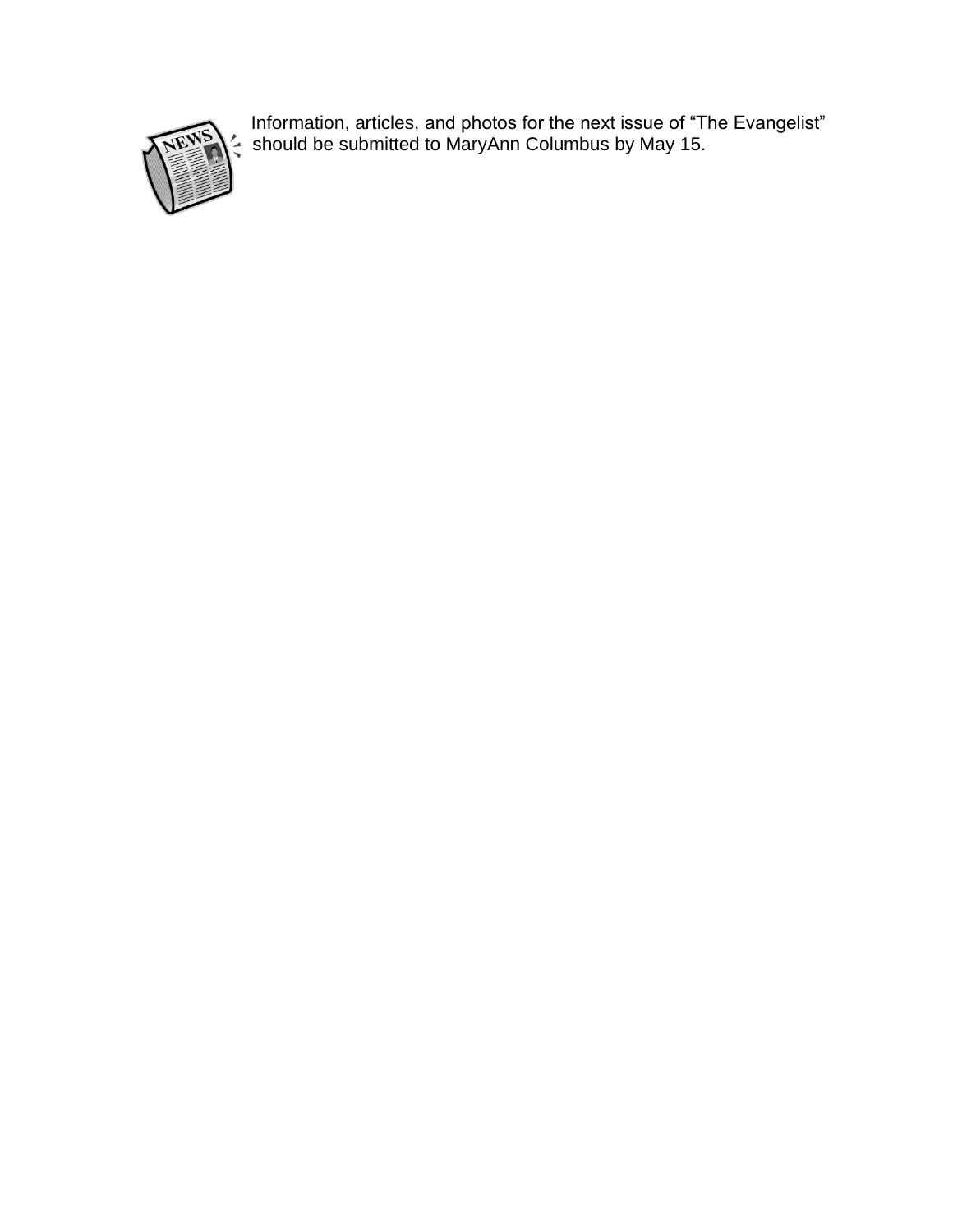Information, articles, and photos for the next issue of “The Evangelist” should be submitted to MaryAnn Columbus by May 15.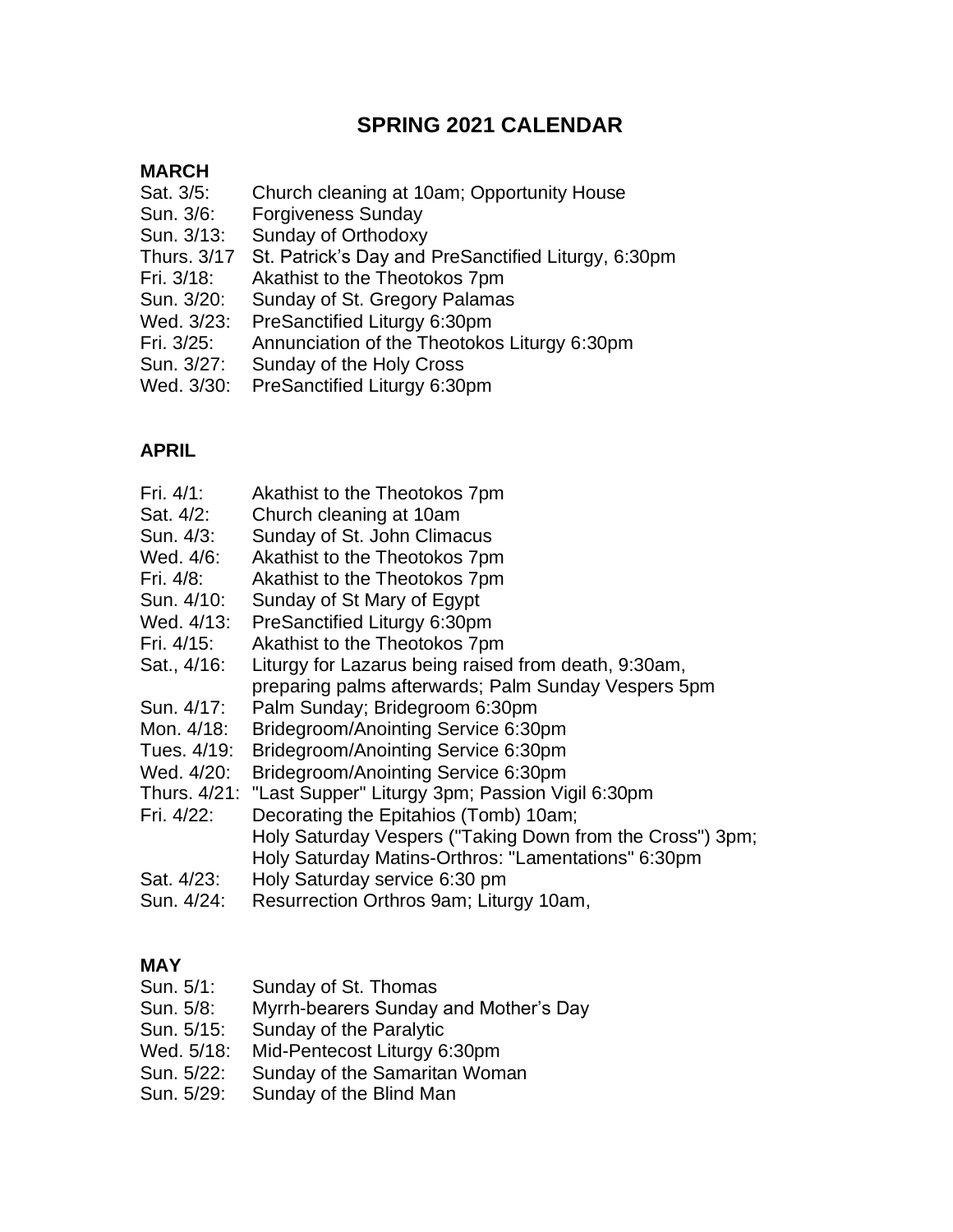# SPRING 2021 CALENDAR

## MARCH

| | |
|---|---|
| Sat. 3/5: | Church cleaning at 10am; Opportunity House |
| Sun. 3/6: | Forgiveness Sunday |
| Sun. 3/13: | Sunday of Orthodoxy |
| Thurs. 3/17 | St. Patrick's Day and PreSanctified Liturgy, 6:30pm |
| Fri. 3/18: | Akathist to the Theotokos 7pm |
| Sun. 3/20: | Sunday of St. Gregory Palamas |
| Wed. 3/23: | PreSanctified Liturgy 6:30pm |
| Fri. 3/25: | Annunciation of the Theotokos Liturgy 6:30pm |
| Sun. 3/27: | Sunday of the Holy Cross |
| Wed. 3/30: | PreSanctified Liturgy 6:30pm |

## APRIL

| | |
|---|---|
| Fri. 4/1: | Akathist to the Theotokos 7pm |
| Sat. 4/2: | Church cleaning at 10am |
| Sun. 4/3: | Sunday of St. John Climacus |
| Wed. 4/6: | Akathist to the Theotokos 7pm |
| Fri. 4/8: | Akathist to the Theotokos 7pm |
| Sun. 4/10: | Sunday of St Mary of Egypt |
| Wed. 4/13: | PreSanctified Liturgy 6:30pm |
| Fri. 4/15: | Akathist to the Theotokos 7pm |
| Sat., 4/16: | Liturgy for Lazarus being raised from death, 9:30am, preparing palms afterwards; Palm Sunday Vespers 5pm |
| Sun. 4/17: | Palm Sunday; Bridegroom 6:30pm |
| Mon. 4/18: | Bridegroom/Anointing Service 6:30pm |
| Tues. 4/19: | Bridegroom/Anointing Service 6:30pm |
| Wed. 4/20: | Bridegroom/Anointing Service 6:30pm |
| Thurs. 4/21: | "Last Supper" Liturgy 3pm; Passion Vigil 6:30pm |
| Fri. 4/22: | Decorating the Epitahios (Tomb) 10am; Holy Saturday Vespers ("Taking Down from the Cross") 3pm; Holy Saturday Matins-Orthros: "Lamentations" 6:30pm |
| Sat. 4/23: | Holy Saturday service 6:30 pm |
| Sun. 4/24: | Resurrection Orthros 9am; Liturgy 10am, |

## MAY

| | |
|---|---|
| Sun. 5/1: | Sunday of St. Thomas |
| Sun. 5/8: | Myrrh-bearers Sunday and Mother's Day |
| Sun. 5/15: | Sunday of the Paralytic |
| Wed. 5/18: | Mid-Pentecost Liturgy 6:30pm |
| Sun. 5/22: | Sunday of the Samaritan Woman |
| Sun. 5/29: | Sunday of the Blind Man |